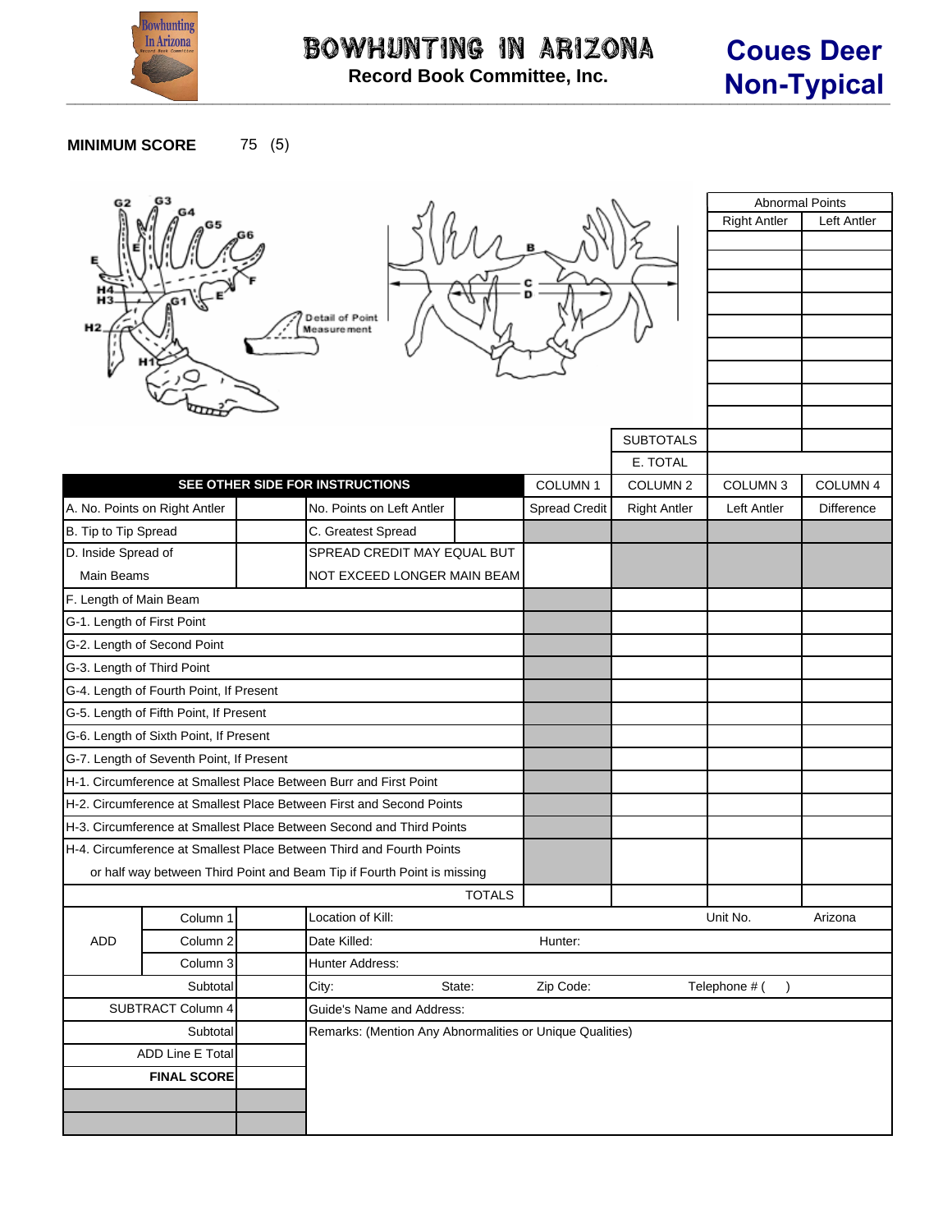# BOWHUNTING IN ARIZONA

**Record Book Committee, Inc.**

# Coues Deer Non-Typical

**MINIMUM SCORE** 75 (5)

G2 G3 G4 G5 G6 E E H4 H3 G1 E F H2 H1 Detail of Point Measurement B C D

| Abnormal Points | |
|---|---|
| Right Antler | Left Antler |
| | |
| | |
| | |
| | |
| | |
| | |
| | |
| | |
| | |
| SUBTOTALS | |
| E. TOTAL | |

| SEE OTHER SIDE FOR INSTRUCTIONS | | | | COLUMN 1 | COLUMN 2 | COLUMN 3 | COLUMN 4 |
|---|---|---|---|---|---|---|---|
| A. No. Points on Right Antler | | No. Points on Left Antler | | Spread Credit | Right Antler | Left Antler | Difference |
| B. Tip to Tip Spread | | C. Greatest Spread | | | | | |
| D. Inside Spread of Main Beams | | SPREAD CREDIT MAY EQUAL BUT NOT EXCEED LONGER MAIN BEAM | | | | | |
| F. Length of Main Beam | | | | | | | |
| G-1. Length of First Point | | | | | | | |
| G-2. Length of Second Point | | | | | | | |
| G-3. Length of Third Point | | | | | | | |
| G-4. Length of Fourth Point, If Present | | | | | | | |
| G-5. Length of Fifth Point, If Present | | | | | | | |
| G-6. Length of Sixth Point, If Present | | | | | | | |
| G-7. Length of Seventh Point, If Present | | | | | | | |
| H-1. Circumference at Smallest Place Between Burr and First Point | | | | | | | |
| H-2. Circumference at Smallest Place Between First and Second Points | | | | | | | |
| H-3. Circumference at Smallest Place Between Second and Third Points | | | | | | | |
| H-4. Circumference at Smallest Place Between Third and Fourth Points or half way between Third Point and Beam Tip if Fourth Point is missing | | | | | | | |
| | | | TOTALS | | | | |

| | | | | | |
|---|---|---|---|---|---|
| ADD | Column 1 | | Location of Kill: | Unit No. | Arizona |
| | Column 2 | | Date Killed: | Hunter: | |
| | Column 3 | | Hunter Address: | | |
| Subtotal | | | City: State: Zip Code: | Telephone # ( ) | |
| SUBTRACT Column 4 | | | Guide's Name and Address: | | |
| Subtotal | | | Remarks: (Mention Any Abnormalities or Unique Qualities) | | |
| ADD Line E Total | | | | | |
| **FINAL SCORE** | | | | | |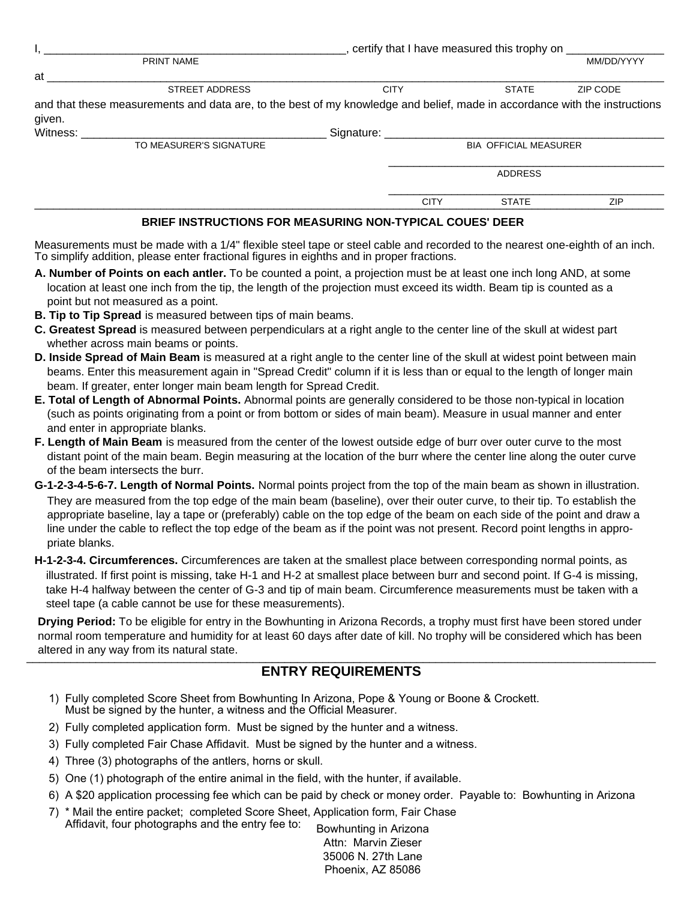I, _______________________________________________, certify that I have measured this trophy on _______________
PRINT NAME MM/DD/YYYY

at ______________________________________________________________________________________________
STREET ADDRESS CITY STATE ZIP CODE

and that these measurements and data are, to the best of my knowledge and belief, made in accordance with the instructions given.

Witness: ______________________________________ Signature: ___________________________________________
TO MEASURER'S SIGNATURE BIA OFFICIAL MEASURER

___________________________________________
ADDRESS

___________________________________________
CITY STATE ZIP

### BRIEF INSTRUCTIONS FOR MEASURING NON-TYPICAL COUES' DEER

Measurements must be made with a 1/4" flexible steel tape or steel cable and recorded to the nearest one-eighth of an inch. To simplify addition, please enter fractional figures in eighths and in proper fractions.

**A. Number of Points on each antler.** To be counted a point, a projection must be at least one inch long AND, at some location at least one inch from the tip, the length of the projection must exceed its width. Beam tip is counted as a point but not measured as a point.

**B. Tip to Tip Spread** is measured between tips of main beams.

**C. Greatest Spread** is measured between perpendiculars at a right angle to the center line of the skull at widest part whether across main beams or points.

**D. Inside Spread of Main Beam** is measured at a right angle to the center line of the skull at widest point between main beams. Enter this measurement again in "Spread Credit" column if it is less than or equal to the length of longer main beam. If greater, enter longer main beam length for Spread Credit.

**E. Total of Length of Abnormal Points.** Abnormal points are generally considered to be those non-typical in location (such as points originating from a point or from bottom or sides of main beam). Measure in usual manner and enter and enter in appropriate blanks.

**F. Length of Main Beam** is measured from the center of the lowest outside edge of burr over outer curve to the most distant point of the main beam. Begin measuring at the location of the burr where the center line along the outer curve of the beam intersects the burr.

**G-1-2-3-4-5-6-7. Length of Normal Points.** Normal points project from the top of the main beam as shown in illustration. They are measured from the top edge of the main beam (baseline), over their outer curve, to their tip. To establish the appropriate baseline, lay a tape or (preferably) cable on the top edge of the beam on each side of the point and draw a line under the cable to reflect the top edge of the beam as if the point was not present. Record point lengths in appropriate blanks.

**H-1-2-3-4. Circumferences.** Circumferences are taken at the smallest place between corresponding normal points, as illustrated. If first point is missing, take H-1 and H-2 at smallest place between burr and second point. If G-4 is missing, take H-4 halfway between the center of G-3 and tip of main beam. Circumference measurements must be taken with a steel tape (a cable cannot be use for these measurements).

**Drying Period:** To be eligible for entry in the Bowhunting in Arizona Records, a trophy must first have been stored under normal room temperature and humidity for at least 60 days after date of kill. No trophy will be considered which has been altered in any way from its natural state.

## ENTRY REQUIREMENTS

1) Fully completed Score Sheet from Bowhunting In Arizona, Pope & Young or Boone & Crockett. Must be signed by the hunter, a witness and the Official Measurer.
2) Fully completed application form. Must be signed by the hunter and a witness.
3) Fully completed Fair Chase Affidavit. Must be signed by the hunter and a witness.
4) Three (3) photographs of the antlers, horns or skull.
5) One (1) photograph of the entire animal in the field, with the hunter, if available.
6) A $20 application processing fee which can be paid by check or money order. Payable to: Bowhunting in Arizona
7) * Mail the entire packet; completed Score Sheet, Application form, Fair Chase Affidavit, four photographs and the entry fee to:

Bowhunting in Arizona
Attn: Marvin Zieser
35006 N. 27th Lane
Phoenix, AZ 85086